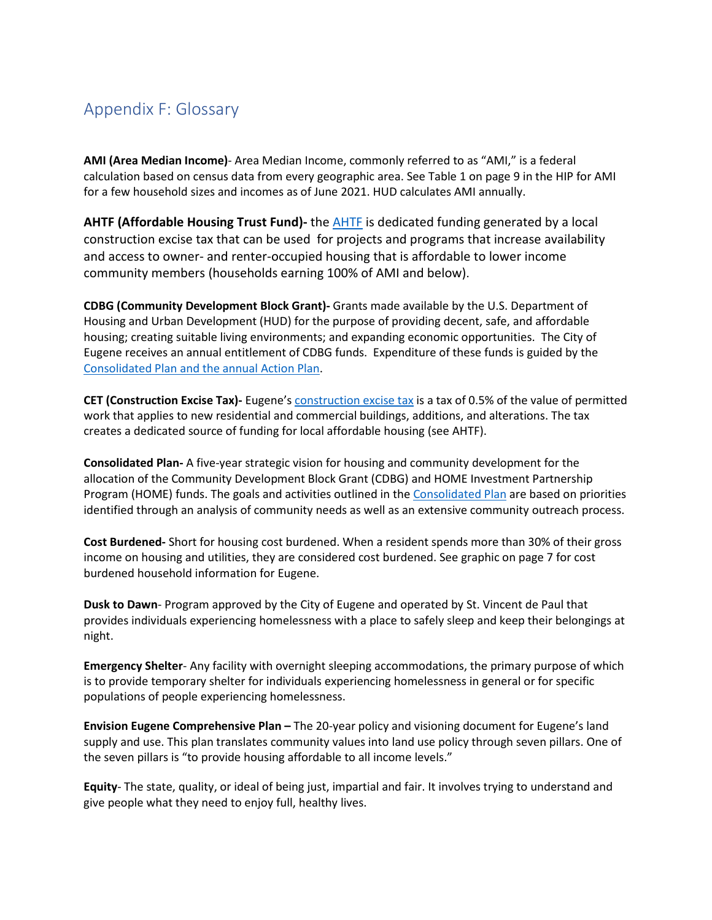# Appendix F: Glossary

**AMI (Area Median Income)**- Area Median Income, commonly referred to as "AMI," is a federal calculation based on census data from every geographic area. See Table 1 on page 9 in the HIP for AMI for a few household sizes and incomes as of June 2021. HUD calculates AMI annually.

**AHTF (Affordable Housing Trust Fund)-** the AHTF is dedicated funding generated by a local construction excise tax that can be used for projects and programs that increase availability and access to owner- and renter-occupied housing that is affordable to lower income community members (households earning 100% of AMI and below).

**CDBG (Community Development Block Grant)-** Grants made available by the U.S. Department of Housing and Urban Development (HUD) for the purpose of providing decent, safe, and affordable housing; creating suitable living environments; and expanding economic opportunities. The City of Eugene receives an annual entitlement of CDBG funds. Expenditure of these funds is guided by the Consolidated Plan and the annual Action Plan.

**CET (Construction Excise Tax)-** Eugene's construction excise tax is a tax of 0.5% of the value of permitted work that applies to new residential and commercial buildings, additions, and alterations. The tax creates a dedicated source of funding for local affordable housing (see AHTF).

**Consolidated Plan-** A five-year strategic vision for housing and community development for the allocation of the Community Development Block Grant (CDBG) and HOME Investment Partnership Program (HOME) funds. The goals and activities outlined in the Consolidated Plan are based on priorities identified through an analysis of community needs as well as an extensive community outreach process.

**Cost Burdened-** Short for housing cost burdened. When a resident spends more than 30% of their gross income on housing and utilities, they are considered cost burdened. See graphic on page 7 for cost burdened household information for Eugene.

**Dusk to Dawn**- Program approved by the City of Eugene and operated by St. Vincent de Paul that provides individuals experiencing homelessness with a place to safely sleep and keep their belongings at night.

**Emergency Shelter**- Any facility with overnight sleeping accommodations, the primary purpose of which is to provide temporary shelter for individuals experiencing homelessness in general or for specific populations of people experiencing homelessness.

**Envision Eugene Comprehensive Plan –** The 20-year policy and visioning document for Eugene's land supply and use. This plan translates community values into land use policy through seven pillars. One of the seven pillars is "to provide housing affordable to all income levels."

**Equity**- The state, quality, or ideal of being just, impartial and fair. It involves trying to understand and give people what they need to enjoy full, healthy lives.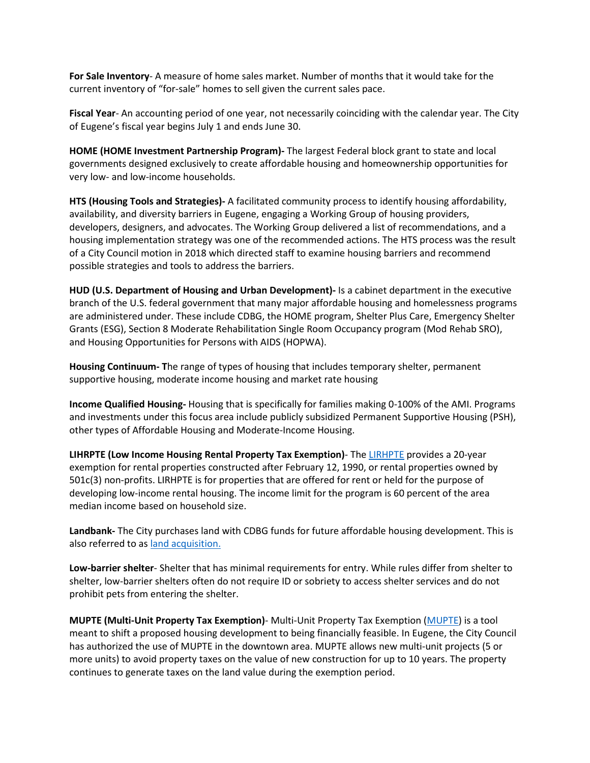**For Sale Inventory**- A measure of home sales market. Number of months that it would take for the current inventory of "for-sale" homes to sell given the current sales pace.

**Fiscal Year**- An accounting period of one year, not necessarily coinciding with the calendar year. The City of Eugene's fiscal year begins July 1 and ends June 30.

**HOME (HOME Investment Partnership Program)-** The largest Federal block grant to state and local governments designed exclusively to create affordable housing and homeownership opportunities for very low- and low-income households.

**HTS (Housing Tools and Strategies)-** A facilitated community process to identify housing affordability, availability, and diversity barriers in Eugene, engaging a Working Group of housing providers, developers, designers, and advocates. The Working Group delivered a list of recommendations, and a housing implementation strategy was one of the recommended actions. The HTS process was the result of a City Council motion in 2018 which directed staff to examine housing barriers and recommend possible strategies and tools to address the barriers.

**HUD (U.S. Department of Housing and Urban Development)-** Is a cabinet department in the executive branch of the U.S. federal government that many major affordable housing and homelessness programs are administered under. These include CDBG, the HOME program, Shelter Plus Care, Emergency Shelter Grants (ESG), Section 8 Moderate Rehabilitation Single Room Occupancy program (Mod Rehab SRO), and Housing Opportunities for Persons with AIDS (HOPWA).

**Housing Continuum- T**he range of types of housing that includes temporary shelter, permanent supportive housing, moderate income housing and market rate housing

**Income Qualified Housing-** Housing that is specifically for families making 0-100% of the AMI. Programs and investments under this focus area include publicly subsidized Permanent Supportive Housing (PSH), other types of Affordable Housing and Moderate-Income Housing.

**LIHRPTE (Low Income Housing Rental Property Tax Exemption)**- The LIRHPTE provides a 20-year exemption for rental properties constructed after February 12, 1990, or rental properties owned by 501c(3) non-profits. LIRHPTE is for properties that are offered for rent or held for the purpose of developing low-income rental housing. The income limit for the program is 60 percent of the area median income based on household size.

**Landbank-** The City purchases land with CDBG funds for future affordable housing development. This is also referred to as land acquisition.

**Low-barrier shelter**- Shelter that has minimal requirements for entry. While rules differ from shelter to shelter, low-barrier shelters often do not require ID or sobriety to access shelter services and do not prohibit pets from entering the shelter.

**MUPTE (Multi-Unit Property Tax Exemption)**- Multi-Unit Property Tax Exemption (MUPTE) is a tool meant to shift a proposed housing development to being financially feasible. In Eugene, the City Council has authorized the use of MUPTE in the downtown area. MUPTE allows new multi-unit projects (5 or more units) to avoid property taxes on the value of new construction for up to 10 years. The property continues to generate taxes on the land value during the exemption period.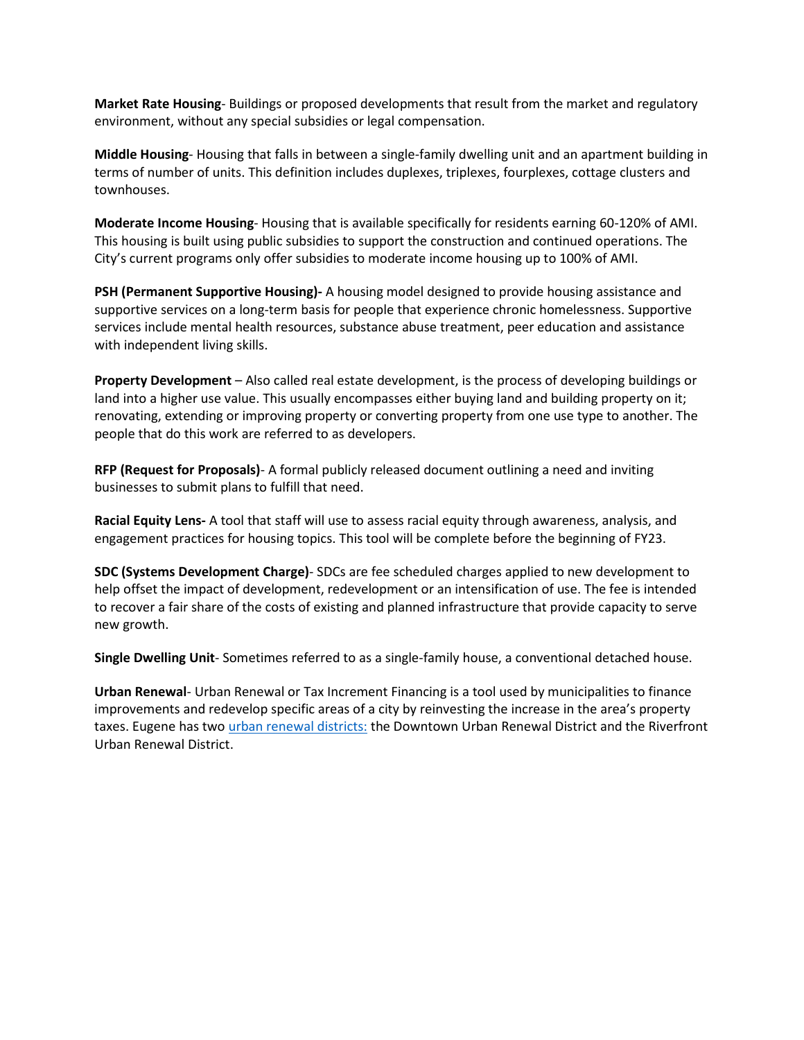**Market Rate Housing**- Buildings or proposed developments that result from the market and regulatory environment, without any special subsidies or legal compensation.

**Middle Housing**- Housing that falls in between a single-family dwelling unit and an apartment building in terms of number of units. This definition includes duplexes, triplexes, fourplexes, cottage clusters and townhouses.

**Moderate Income Housing**- Housing that is available specifically for residents earning 60-120% of AMI. This housing is built using public subsidies to support the construction and continued operations. The City's current programs only offer subsidies to moderate income housing up to 100% of AMI.

**PSH (Permanent Supportive Housing)-** A housing model designed to provide housing assistance and supportive services on a long-term basis for people that experience chronic homelessness. Supportive services include mental health resources, substance abuse treatment, peer education and assistance with independent living skills.

**Property Development** – Also called real estate development, is the process of developing buildings or land into a higher use value. This usually encompasses either buying land and building property on it; renovating, extending or improving property or converting property from one use type to another. The people that do this work are referred to as developers.

**RFP (Request for Proposals)**- A formal publicly released document outlining a need and inviting businesses to submit plans to fulfill that need.

**Racial Equity Lens-** A tool that staff will use to assess racial equity through awareness, analysis, and engagement practices for housing topics. This tool will be complete before the beginning of FY23.

**SDC (Systems Development Charge)**- SDCs are fee scheduled charges applied to new development to help offset the impact of development, redevelopment or an intensification of use. The fee is intended to recover a fair share of the costs of existing and planned infrastructure that provide capacity to serve new growth.

**Single Dwelling Unit**- Sometimes referred to as a single-family house, a conventional detached house.

**Urban Renewal**- Urban Renewal or Tax Increment Financing is a tool used by municipalities to finance improvements and redevelop specific areas of a city by reinvesting the increase in the area's property taxes. Eugene has two urban renewal districts: the Downtown Urban Renewal District and the Riverfront Urban Renewal District.